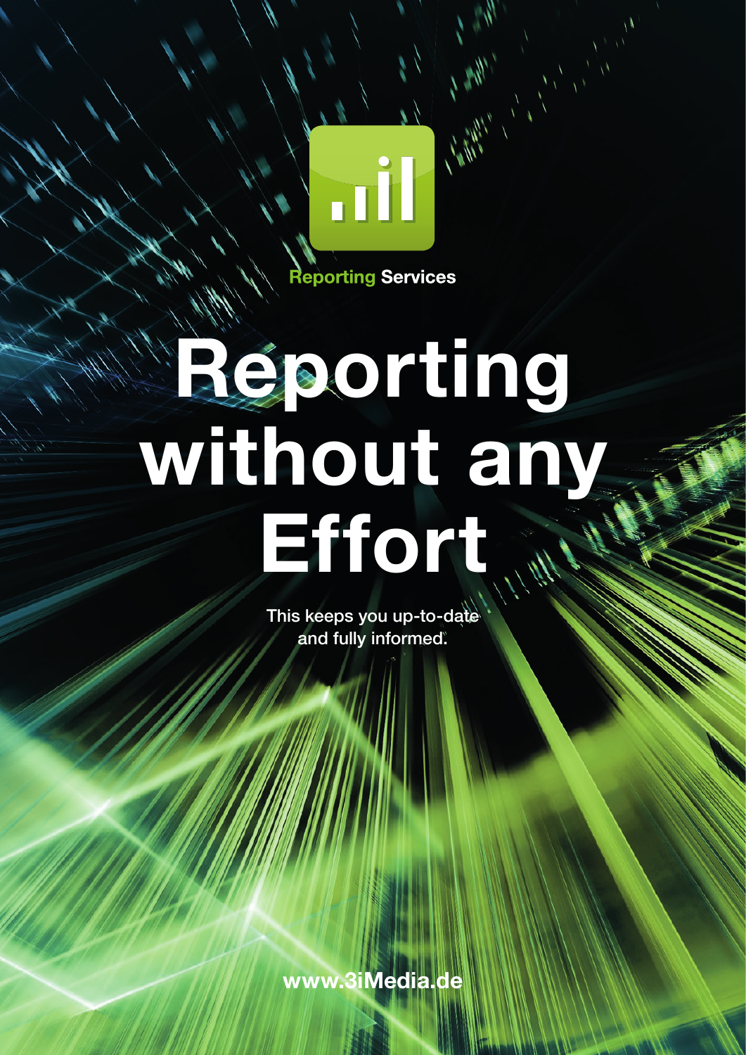**Reporting** Services

# Reporting without any Effort

This keeps you up-to-date and fully informed.

www.3iMedia.de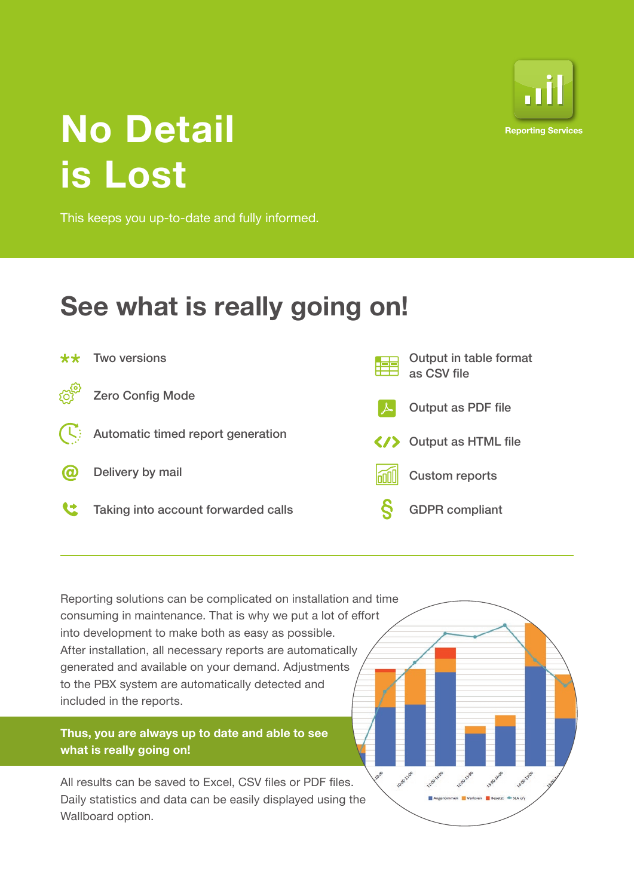# No Detail is Lost

Reporting Services

This keeps you up-to-date and fully informed.

## See what is really going on!

- Two versions
- Zero Config Mode
- Automatic timed report generation
- Delivery by mail
- Taking into account forwarded calls
- Output in table format as CSV file
- Output as PDF file
- Output as HTML file
- Custom reports
- GDPR compliant

Reporting solutions can be complicated on installation and time consuming in maintenance. That is why we put a lot of effort into development to make both as easy as possible. After installation, all necessary reports are automatically generated and available on your demand. Adjustments to the PBX system are automatically detected and included in the reports.

**Thus, you are always up to date and able to see what is really going on!**

All results can be saved to Excel, CSV files or PDF files. Daily statistics and data can be easily displayed using the Wallboard option.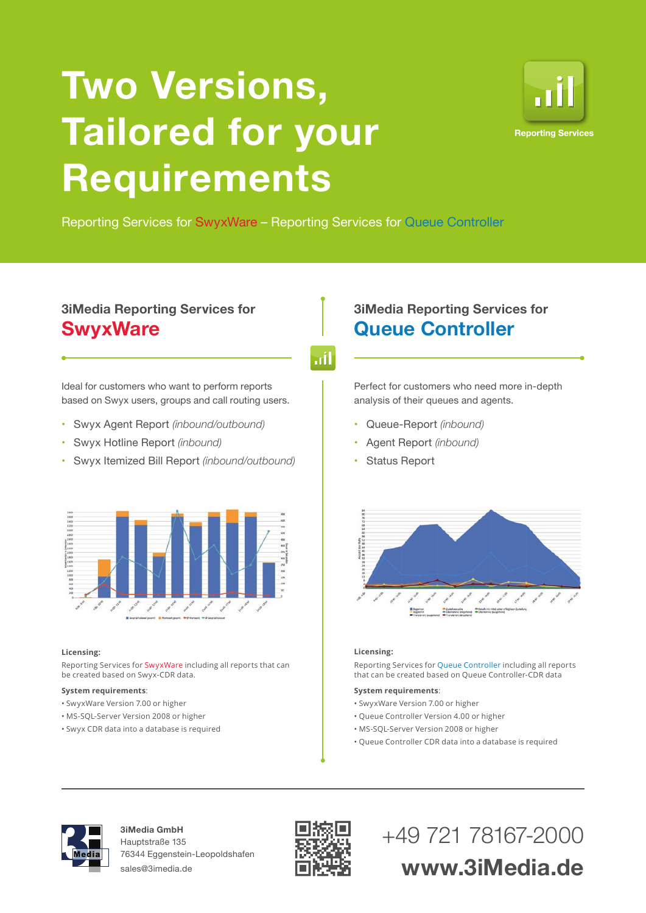# Two Versions, Tailored for your Requirements

Reporting Services

Reporting Services for SwyxWare – Reporting Services for Queue Controller

## 3iMedia Reporting Services for SwyxWare

Ideal for customers who want to perform reports based on Swyx users, groups and call routing users.

- Swyx Agent Report *(inbound/outbound)*
- Swyx Hotline Report *(inbound)*
- Swyx Itemized Bill Report *(inbound/outbound)*

**Licensing:**

Reporting Services for SwyxWare including all reports that can be created based on Swyx-CDR data.

**System requirements**:

- SwyxWare Version 7.00 or higher
- MS-SQL-Server Version 2008 or higher
- Swyx CDR data into a database is required

## 3iMedia Reporting Services for Queue Controller

Perfect for customers who need more in-depth analysis of their queues and agents.

- Queue-Report *(inbound)*
- Agent Report *(inbound)*
- Status Report

**Licensing:**

Reporting Services for Queue Controller including all reports that can be created based on Queue Controller-CDR data

**System requirements**:

- SwyxWare Version 7.00 or higher
- Queue Controller Version 4.00 or higher
- MS-SQL-Server Version 2008 or higher
- Queue Controller CDR data into a database is required

**3iMedia GmbH**
Hauptstraße 135
76344 Eggenstein-Leopoldshafen
sales@3imedia.de

+49 721 78167-2000

**www.3iMedia.de**